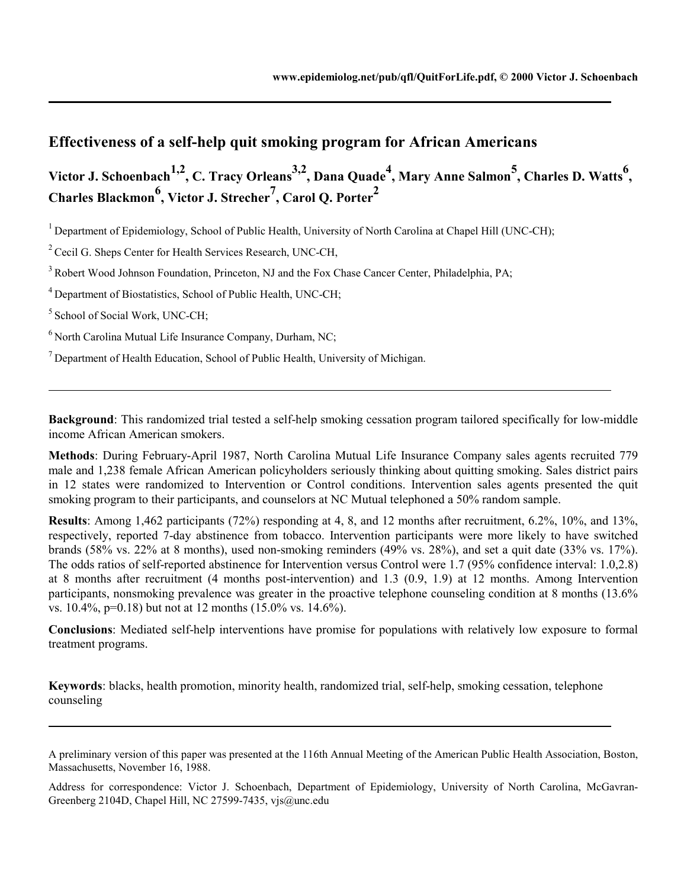www.epidemiolog.net/pub/qfl/QuitForLife.pdf, © 2000 Victor J. Schoenbach

# Effectiveness of a self-help quit smoking program for African Americans

**Victor J. Schoenbach[1,2], C. Tracy Orleans[3,2], Dana Quade[4], Mary Anne Salmon[5], Charles D. Watts[6], Charles Blackmon[6], Victor J. Strecher[7], Carol Q. Porter[2]**

[1] Department of Epidemiology, School of Public Health, University of North Carolina at Chapel Hill (UNC-CH);

[2] Cecil G. Sheps Center for Health Services Research, UNC-CH,

[3] Robert Wood Johnson Foundation, Princeton, NJ and the Fox Chase Cancer Center, Philadelphia, PA;

[4] Department of Biostatistics, School of Public Health, UNC-CH;

[5] School of Social Work, UNC-CH;

[6] North Carolina Mutual Life Insurance Company, Durham, NC;

[7] Department of Health Education, School of Public Health, University of Michigan.

---

**Background**: This randomized trial tested a self-help smoking cessation program tailored specifically for low-middle income African American smokers.

**Methods**: During February-April 1987, North Carolina Mutual Life Insurance Company sales agents recruited 779 male and 1,238 female African American policyholders seriously thinking about quitting smoking. Sales district pairs in 12 states were randomized to Intervention or Control conditions. Intervention sales agents presented the quit smoking program to their participants, and counselors at NC Mutual telephoned a 50% random sample.

**Results**: Among 1,462 participants (72%) responding at 4, 8, and 12 months after recruitment, 6.2%, 10%, and 13%, respectively, reported 7-day abstinence from tobacco. Intervention participants were more likely to have switched brands (58% vs. 22% at 8 months), used non-smoking reminders (49% vs. 28%), and set a quit date (33% vs. 17%). The odds ratios of self-reported abstinence for Intervention versus Control were 1.7 (95% confidence interval: 1.0,2.8) at 8 months after recruitment (4 months post-intervention) and 1.3 (0.9, 1.9) at 12 months. Among Intervention participants, nonsmoking prevalence was greater in the proactive telephone counseling condition at 8 months (13.6% vs. 10.4%, p=0.18) but not at 12 months (15.0% vs. 14.6%).

**Conclusions**: Mediated self-help interventions have promise for populations with relatively low exposure to formal treatment programs.

**Keywords**: blacks, health promotion, minority health, randomized trial, self-help, smoking cessation, telephone counseling

---

A preliminary version of this paper was presented at the 116th Annual Meeting of the American Public Health Association, Boston, Massachusetts, November 16, 1988.

Address for correspondence: Victor J. Schoenbach, Department of Epidemiology, University of North Carolina, McGavran-Greenberg 2104D, Chapel Hill, NC 27599-7435, vjs@unc.edu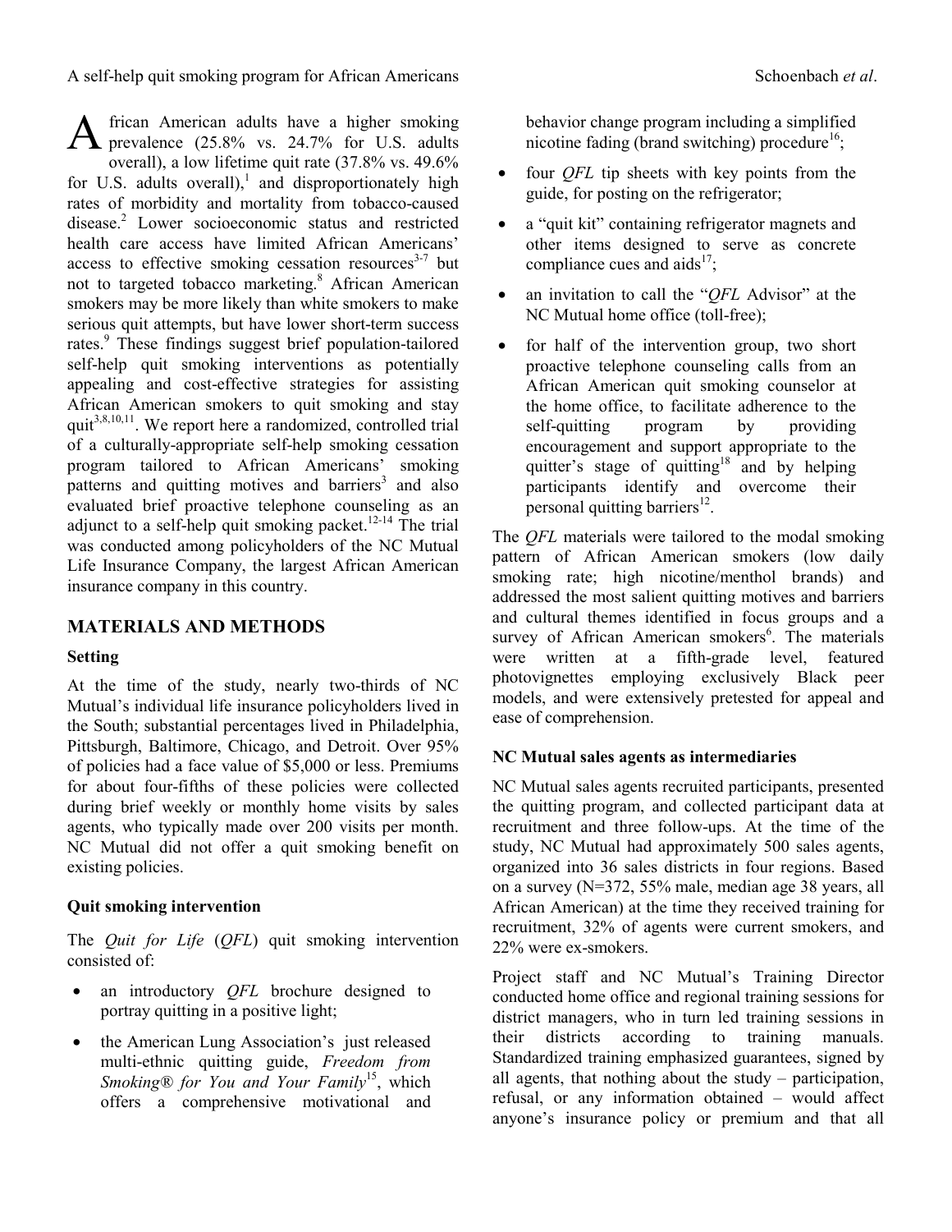African American adults have a higher smoking prevalence (25.8% vs. 24.7% for U.S. adults overall), a low lifetime quit rate (37.8% vs. 49.6% for U.S. adults overall),[1] and disproportionately high rates of morbidity and mortality from tobacco-caused disease.[2] Lower socioeconomic status and restricted health care access have limited African Americans' access to effective smoking cessation resources[3-7] but not to targeted tobacco marketing.[8] African American smokers may be more likely than white smokers to make serious quit attempts, but have lower short-term success rates.[9] These findings suggest brief population-tailored self-help quit smoking interventions as potentially appealing and cost-effective strategies for assisting African American smokers to quit smoking and stay quit[3,8,10,11]. We report here a randomized, controlled trial of a culturally-appropriate self-help smoking cessation program tailored to African Americans' smoking patterns and quitting motives and barriers[3] and also evaluated brief proactive telephone counseling as an adjunct to a self-help quit smoking packet.[12-14] The trial was conducted among policyholders of the NC Mutual Life Insurance Company, the largest African American insurance company in this country.

## MATERIALS AND METHODS

### Setting

At the time of the study, nearly two-thirds of NC Mutual's individual life insurance policyholders lived in the South; substantial percentages lived in Philadelphia, Pittsburgh, Baltimore, Chicago, and Detroit. Over 95% of policies had a face value of $5,000 or less. Premiums for about four-fifths of these policies were collected during brief weekly or monthly home visits by sales agents, who typically made over 200 visits per month. NC Mutual did not offer a quit smoking benefit on existing policies.

### Quit smoking intervention

The *Quit for Life* (*QFL*) quit smoking intervention consisted of:

- an introductory *QFL* brochure designed to portray quitting in a positive light;
- the American Lung Association's just released multi-ethnic quitting guide, *Freedom from Smoking® for You and Your Family*[15], which offers a comprehensive motivational and behavior change program including a simplified nicotine fading (brand switching) procedure[16];
- four *QFL* tip sheets with key points from the guide, for posting on the refrigerator;
- a "quit kit" containing refrigerator magnets and other items designed to serve as concrete compliance cues and aids[17];
- an invitation to call the "*QFL* Advisor" at the NC Mutual home office (toll-free);
- for half of the intervention group, two short proactive telephone counseling calls from an African American quit smoking counselor at the home office, to facilitate adherence to the self-quitting program by providing encouragement and support appropriate to the quitter's stage of quitting[18] and by helping participants identify and overcome their personal quitting barriers[12].

The *QFL* materials were tailored to the modal smoking pattern of African American smokers (low daily smoking rate; high nicotine/menthol brands) and addressed the most salient quitting motives and barriers and cultural themes identified in focus groups and a survey of African American smokers[6]. The materials were written at a fifth-grade level, featured photovignettes employing exclusively Black peer models, and were extensively pretested for appeal and ease of comprehension.

### NC Mutual sales agents as intermediaries

NC Mutual sales agents recruited participants, presented the quitting program, and collected participant data at recruitment and three follow-ups. At the time of the study, NC Mutual had approximately 500 sales agents, organized into 36 sales districts in four regions. Based on a survey (N=372, 55% male, median age 38 years, all African American) at the time they received training for recruitment, 32% of agents were current smokers, and 22% were ex-smokers.

Project staff and NC Mutual's Training Director conducted home office and regional training sessions for district managers, who in turn led training sessions in their districts according to training manuals. Standardized training emphasized guarantees, signed by all agents, that nothing about the study – participation, refusal, or any information obtained – would affect anyone's insurance policy or premium and that all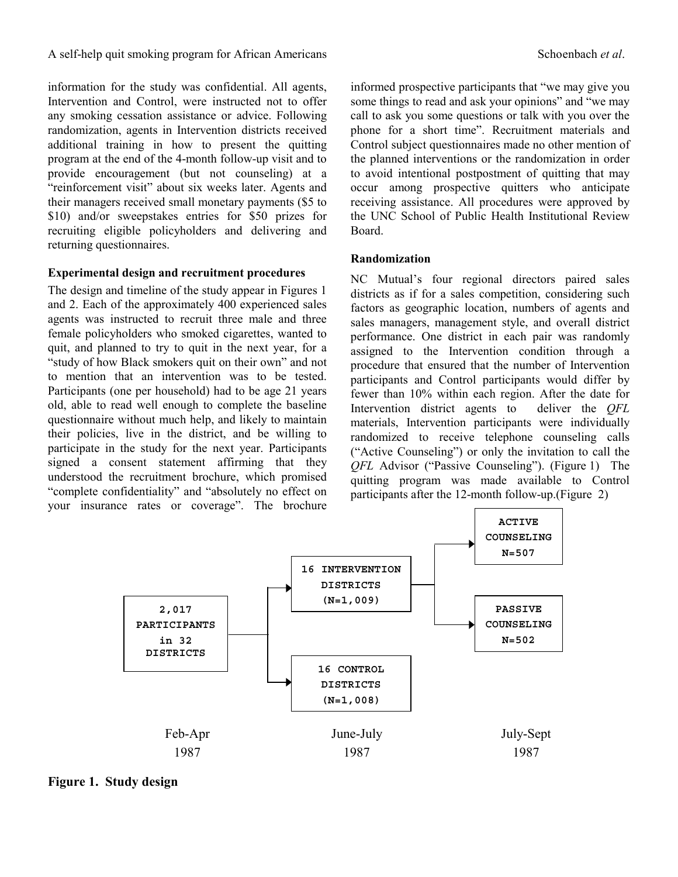information for the study was confidential. All agents, Intervention and Control, were instructed not to offer any smoking cessation assistance or advice. Following randomization, agents in Intervention districts received additional training in how to present the quitting program at the end of the 4-month follow-up visit and to provide encouragement (but not counseling) at a "reinforcement visit" about six weeks later. Agents and their managers received small monetary payments ($5 to $10) and/or sweepstakes entries for $50 prizes for recruiting eligible policyholders and delivering and returning questionnaires.

### Experimental design and recruitment procedures

The design and timeline of the study appear in Figures 1 and 2. Each of the approximately 400 experienced sales agents was instructed to recruit three male and three female policyholders who smoked cigarettes, wanted to quit, and planned to try to quit in the next year, for a "study of how Black smokers quit on their own" and not to mention that an intervention was to be tested. Participants (one per household) had to be age 21 years old, able to read well enough to complete the baseline questionnaire without much help, and likely to maintain their policies, live in the district, and be willing to participate in the study for the next year. Participants signed a consent statement affirming that they understood the recruitment brochure, which promised "complete confidentiality" and "absolutely no effect on your insurance rates or coverage". The brochure informed prospective participants that "we may give you some things to read and ask your opinions" and "we may call to ask you some questions or talk with you over the phone for a short time". Recruitment materials and Control subject questionnaires made no other mention of the planned interventions or the randomization in order to avoid intentional postpostment of quitting that may occur among prospective quitters who anticipate receiving assistance. All procedures were approved by the UNC School of Public Health Institutional Review Board.

### Randomization

NC Mutual's four regional directors paired sales districts as if for a sales competition, considering such factors as geographic location, numbers of agents and sales managers, management style, and overall district performance. One district in each pair was randomly assigned to the Intervention condition through a procedure that ensured that the number of Intervention participants and Control participants would differ by fewer than 10% within each region. After the date for Intervention district agents to deliver the *QFL* materials, Intervention participants were individually randomized to receive telephone counseling calls ("Active Counseling") or only the invitation to call the *QFL* Advisor ("Passive Counseling"). (Figure 1) The quitting program was made available to Control participants after the 12-month follow-up.(Figure 2)

```
2,017 PARTICIPANTS in 32 DISTRICTS
 ├─> 16 INTERVENTION DISTRICTS (N=1,009)
 │     ├─> ACTIVE COUNSELING N=507
 │     └─> PASSIVE COUNSELING N=502
 └─> 16 CONTROL DISTRICTS (N=1,008)

Feb-Apr 1987        June-July 1987        July-Sept 1987
```

**Figure 1. Study design**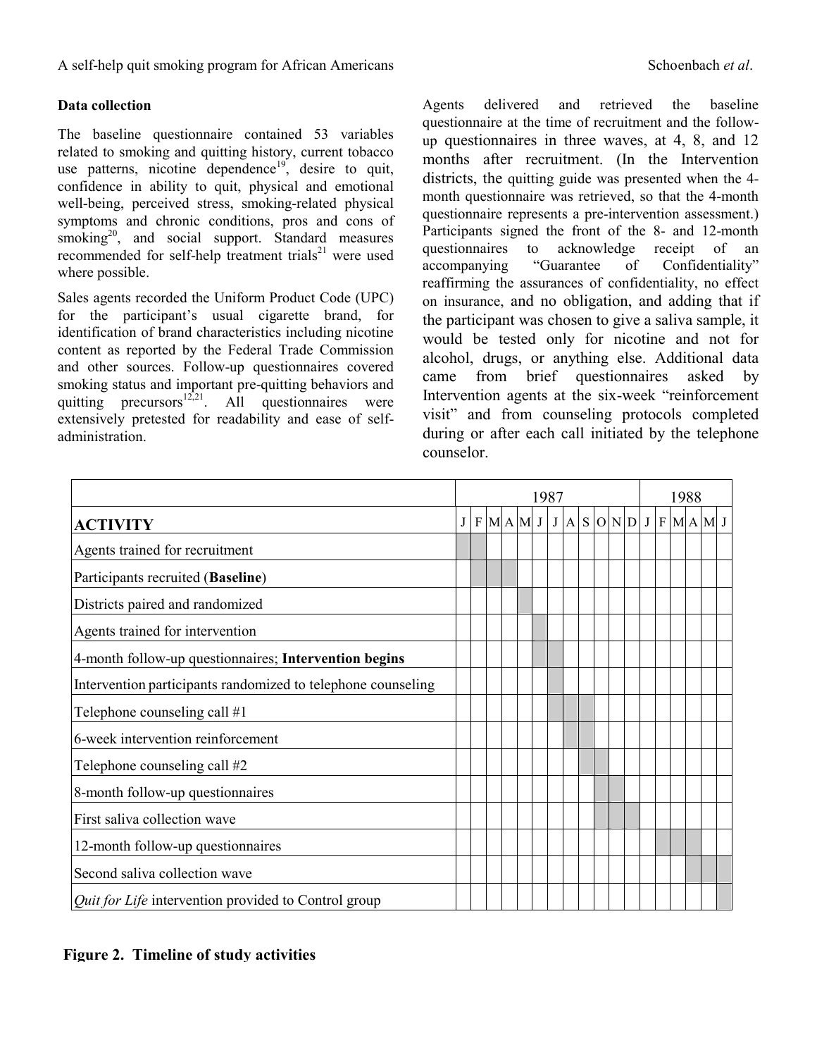### Data collection

The baseline questionnaire contained 53 variables related to smoking and quitting history, current tobacco use patterns, nicotine dependence[19], desire to quit, confidence in ability to quit, physical and emotional well-being, perceived stress, smoking-related physical symptoms and chronic conditions, pros and cons of smoking[20], and social support. Standard measures recommended for self-help treatment trials[21] were used where possible.

Sales agents recorded the Uniform Product Code (UPC) for the participant's usual cigarette brand, for identification of brand characteristics including nicotine content as reported by the Federal Trade Commission and other sources. Follow-up questionnaires covered smoking status and important pre-quitting behaviors and quitting precursors[12,21]. All questionnaires were extensively pretested for readability and ease of self-administration.

Agents delivered and retrieved the baseline questionnaire at the time of recruitment and the follow-up questionnaires in three waves, at 4, 8, and 12 months after recruitment. (In the Intervention districts, the quitting guide was presented when the 4-month questionnaire was retrieved, so that the 4-month questionnaire represents a pre-intervention assessment.) Participants signed the front of the 8- and 12-month questionnaires to acknowledge receipt of an accompanying "Guarantee of Confidentiality" reaffirming the assurances of confidentiality, no effect on insurance, and no obligation, and adding that if the participant was chosen to give a saliva sample, it would be tested only for nicotine and not for alcohol, drugs, or anything else. Additional data came from brief questionnaires asked by Intervention agents at the six-week "reinforcement visit" and from counseling protocols completed during or after each call initiated by the telephone counselor.

| | 1987 | | | | | | | | | | | | 1988 | | | | | |
|---|---|---|---|---|---|---|---|---|---|---|---|---|---|---|---|---|---|---|
| **ACTIVITY** | J | F | M | A | M | J | J | A | S | O | N | D | J | F | M | A | M | J |
| Agents trained for recruitment | ■ | ■ | | | | | | | | | | | | | | | | |
| Participants recruited (**Baseline**) | | ■ | ■ | ■ | | | | | | | | | | | | | | |
| Districts paired and randomized | | | | | ■ | | | | | | | | | | | | | |
| Agents trained for intervention | | | | | | ■ | | | | | | | | | | | | |
| 4-month follow-up questionnaires; **Intervention begins** | | | | | | ■ | ■ | | | | | | | | | | | |
| Intervention participants randomized to telephone counseling | | | | | | | ■ | | | | | | | | | | | |
| Telephone counseling call #1 | | | | | | | ■ | ■ | ■ | | | | | | | | | |
| 6-week intervention reinforcement | | | | | | | | ■ | ■ | | | | | | | | | |
| Telephone counseling call #2 | | | | | | | | | ■ | ■ | | | | | | | | |
| 8-month follow-up questionnaires | | | | | | | | | | ■ | ■ | | | | | | | |
| First saliva collection wave | | | | | | | | | | ■ | ■ | ■ | | | | | | |
| 12-month follow-up questionnaires | | | | | | | | | | | | | | ■ | ■ | ■ | | |
| Second saliva collection wave | | | | | | | | | | | | | | | | ■ | ■ | ■ |
| *Quit for Life* intervention provided to Control group | | | | | | | | | | | | | | | | | | ■ |

**Figure 2. Timeline of study activities**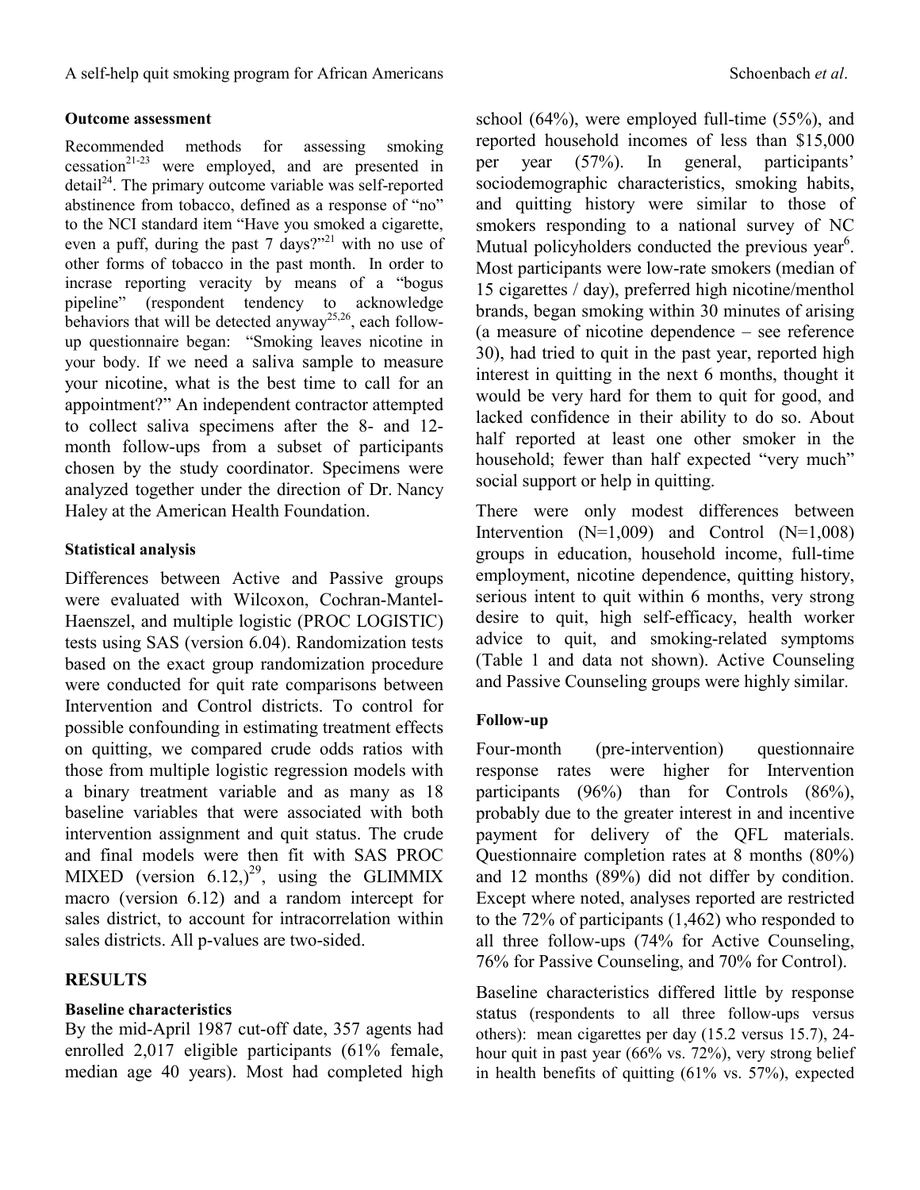### Outcome assessment

Recommended methods for assessing smoking cessation[21-23] were employed, and are presented in detail[24]. The primary outcome variable was self-reported abstinence from tobacco, defined as a response of "no" to the NCI standard item "Have you smoked a cigarette, even a puff, during the past 7 days?"[21] with no use of other forms of tobacco in the past month. In order to incrase reporting veracity by means of a "bogus pipeline" (respondent tendency to acknowledge behaviors that will be detected anyway[25,26], each follow-up questionnaire began: "Smoking leaves nicotine in your body. If we need a saliva sample to measure your nicotine, what is the best time to call for an appointment?" An independent contractor attempted to collect saliva specimens after the 8- and 12-month follow-ups from a subset of participants chosen by the study coordinator. Specimens were analyzed together under the direction of Dr. Nancy Haley at the American Health Foundation.

### Statistical analysis

Differences between Active and Passive groups were evaluated with Wilcoxon, Cochran-Mantel-Haenszel, and multiple logistic (PROC LOGISTIC) tests using SAS (version 6.04). Randomization tests based on the exact group randomization procedure were conducted for quit rate comparisons between Intervention and Control districts. To control for possible confounding in estimating treatment effects on quitting, we compared crude odds ratios with those from multiple logistic regression models with a binary treatment variable and as many as 18 baseline variables that were associated with both intervention assignment and quit status. The crude and final models were then fit with SAS PROC MIXED (version 6.12,)[29], using the GLIMMIX macro (version 6.12) and a random intercept for sales district, to account for intracorrelation within sales districts. All p-values are two-sided.

## RESULTS

### Baseline characteristics

By the mid-April 1987 cut-off date, 357 agents had enrolled 2,017 eligible participants (61% female, median age 40 years). Most had completed high school (64%), were employed full-time (55%), and reported household incomes of less than $15,000 per year (57%). In general, participants' sociodemographic characteristics, smoking habits, and quitting history were similar to those of smokers responding to a national survey of NC Mutual policyholders conducted the previous year[6]. Most participants were low-rate smokers (median of 15 cigarettes / day), preferred high nicotine/menthol brands, began smoking within 30 minutes of arising (a measure of nicotine dependence – see reference 30), had tried to quit in the past year, reported high interest in quitting in the next 6 months, thought it would be very hard for them to quit for good, and lacked confidence in their ability to do so. About half reported at least one other smoker in the household; fewer than half expected "very much" social support or help in quitting.

There were only modest differences between Intervention (N=1,009) and Control (N=1,008) groups in education, household income, full-time employment, nicotine dependence, quitting history, serious intent to quit within 6 months, very strong desire to quit, high self-efficacy, health worker advice to quit, and smoking-related symptoms (Table 1 and data not shown). Active Counseling and Passive Counseling groups were highly similar.

### Follow-up

Four-month (pre-intervention) questionnaire response rates were higher for Intervention participants (96%) than for Controls (86%), probably due to the greater interest in and incentive payment for delivery of the QFL materials. Questionnaire completion rates at 8 months (80%) and 12 months (89%) did not differ by condition. Except where noted, analyses reported are restricted to the 72% of participants (1,462) who responded to all three follow-ups (74% for Active Counseling, 76% for Passive Counseling, and 70% for Control).

Baseline characteristics differed little by response status (respondents to all three follow-ups versus others): mean cigarettes per day (15.2 versus 15.7), 24-hour quit in past year (66% vs. 72%), very strong belief in health benefits of quitting (61% vs. 57%), expected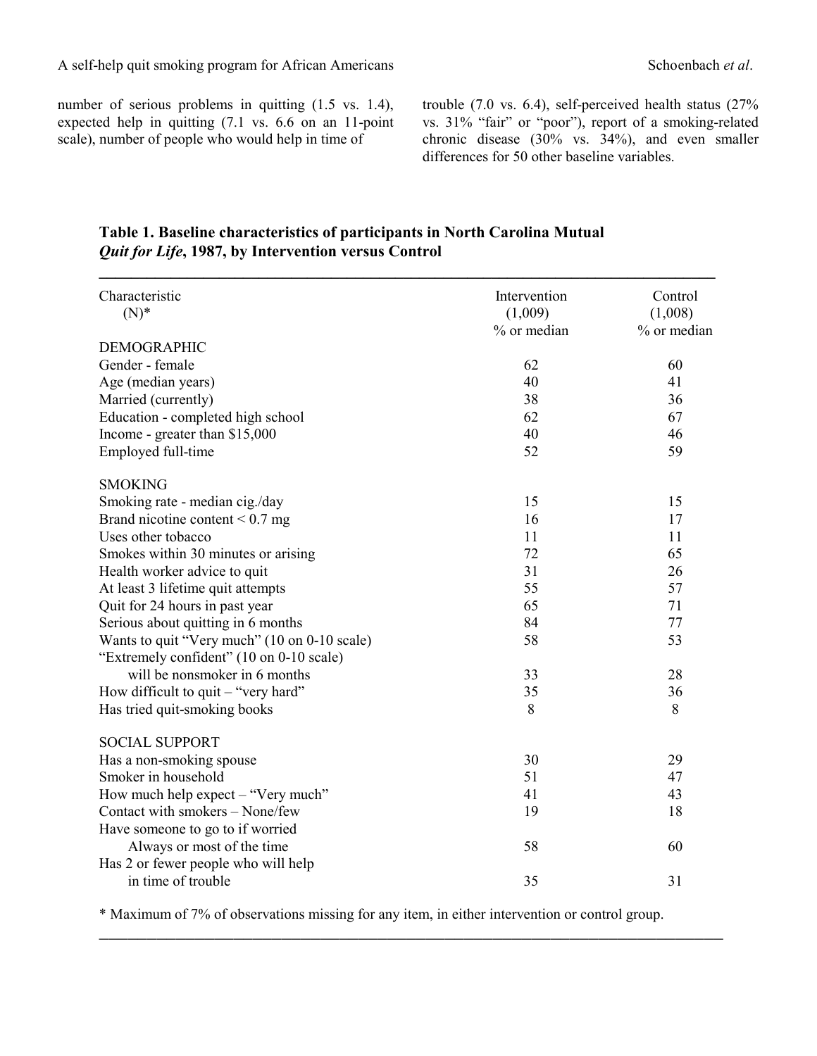number of serious problems in quitting (1.5 vs. 1.4), expected help in quitting (7.1 vs. 6.6 on an 11-point scale), number of people who would help in time of trouble (7.0 vs. 6.4), self-perceived health status (27% vs. 31% "fair" or "poor"), report of a smoking-related chronic disease (30% vs. 34%), and even smaller differences for 50 other baseline variables.

**Table 1. Baseline characteristics of participants in North Carolina Mutual *Quit for Life*, 1987, by Intervention versus Control**

| Characteristic (N)* | Intervention (1,009) % or median | Control (1,008) % or median |
|---|---|---|
| DEMOGRAPHIC | | |
| Gender - female | 62 | 60 |
| Age (median years) | 40 | 41 |
| Married (currently) | 38 | 36 |
| Education - completed high school | 62 | 67 |
| Income - greater than $15,000 | 40 | 46 |
| Employed full-time | 52 | 59 |
| SMOKING | | |
| Smoking rate - median cig./day | 15 | 15 |
| Brand nicotine content < 0.7 mg | 16 | 17 |
| Uses other tobacco | 11 | 11 |
| Smokes within 30 minutes or arising | 72 | 65 |
| Health worker advice to quit | 31 | 26 |
| At least 3 lifetime quit attempts | 55 | 57 |
| Quit for 24 hours in past year | 65 | 71 |
| Serious about quitting in 6 months | 84 | 77 |
| Wants to quit "Very much" (10 on 0-10 scale) | 58 | 53 |
| "Extremely confident" (10 on 0-10 scale) will be nonsmoker in 6 months | 33 | 28 |
| How difficult to quit – "very hard" | 35 | 36 |
| Has tried quit-smoking books | 8 | 8 |
| SOCIAL SUPPORT | | |
| Has a non-smoking spouse | 30 | 29 |
| Smoker in household | 51 | 47 |
| How much help expect – "Very much" | 41 | 43 |
| Contact with smokers – None/few | 19 | 18 |
| Have someone to go to if worried Always or most of the time | 58 | 60 |
| Has 2 or fewer people who will help in time of trouble | 35 | 31 |

\* Maximum of 7% of observations missing for any item, in either intervention or control group.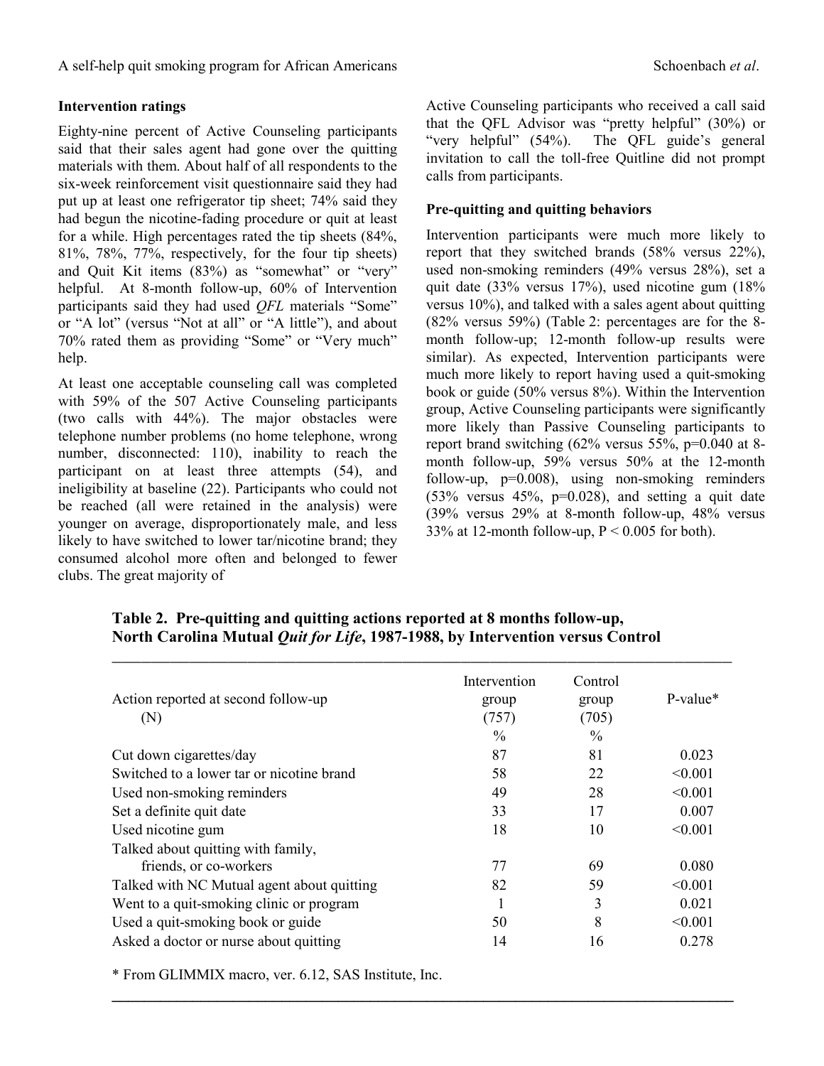### Intervention ratings

Eighty-nine percent of Active Counseling participants said that their sales agent had gone over the quitting materials with them. About half of all respondents to the six-week reinforcement visit questionnaire said they had put up at least one refrigerator tip sheet; 74% said they had begun the nicotine-fading procedure or quit at least for a while. High percentages rated the tip sheets (84%, 81%, 78%, 77%, respectively, for the four tip sheets) and Quit Kit items (83%) as "somewhat" or "very" helpful. At 8-month follow-up, 60% of Intervention participants said they had used *QFL* materials "Some" or "A lot" (versus "Not at all" or "A little"), and about 70% rated them as providing "Some" or "Very much" help.

At least one acceptable counseling call was completed with 59% of the 507 Active Counseling participants (two calls with 44%). The major obstacles were telephone number problems (no home telephone, wrong number, disconnected: 110), inability to reach the participant on at least three attempts (54), and ineligibility at baseline (22). Participants who could not be reached (all were retained in the analysis) were younger on average, disproportionately male, and less likely to have switched to lower tar/nicotine brand; they consumed alcohol more often and belonged to fewer clubs. The great majority of Active Counseling participants who received a call said that the QFL Advisor was "pretty helpful" (30%) or "very helpful" (54%). The QFL guide's general invitation to call the toll-free Quitline did not prompt calls from participants.

### Pre-quitting and quitting behaviors

Intervention participants were much more likely to report that they switched brands (58% versus 22%), used non-smoking reminders (49% versus 28%), set a quit date (33% versus 17%), used nicotine gum (18% versus 10%), and talked with a sales agent about quitting (82% versus 59%) (Table 2: percentages are for the 8-month follow-up; 12-month follow-up results were similar). As expected, Intervention participants were much more likely to report having used a quit-smoking book or guide (50% versus 8%). Within the Intervention group, Active Counseling participants were significantly more likely than Passive Counseling participants to report brand switching (62% versus 55%, p=0.040 at 8-month follow-up, 59% versus 50% at the 12-month follow-up, p=0.008), using non-smoking reminders (53% versus 45%, p=0.028), and setting a quit date (39% versus 29% at 8-month follow-up, 48% versus 33% at 12-month follow-up, P < 0.005 for both).

**Table 2. Pre-quitting and quitting actions reported at 8 months follow-up, North Carolina Mutual *Quit for Life*, 1987-1988, by Intervention versus Control**

| Action reported at second follow-up (N) | Intervention group (757) % | Control group (705) % | P-value* |
|---|---|---|---|
| Cut down cigarettes/day | 87 | 81 | 0.023 |
| Switched to a lower tar or nicotine brand | 58 | 22 | <0.001 |
| Used non-smoking reminders | 49 | 28 | <0.001 |
| Set a definite quit date | 33 | 17 | 0.007 |
| Used nicotine gum | 18 | 10 | <0.001 |
| Talked about quitting with family, friends, or co-workers | 77 | 69 | 0.080 |
| Talked with NC Mutual agent about quitting | 82 | 59 | <0.001 |
| Went to a quit-smoking clinic or program | 1 | 3 | 0.021 |
| Used a quit-smoking book or guide | 50 | 8 | <0.001 |
| Asked a doctor or nurse about quitting | 14 | 16 | 0.278 |

\* From GLIMMIX macro, ver. 6.12, SAS Institute, Inc.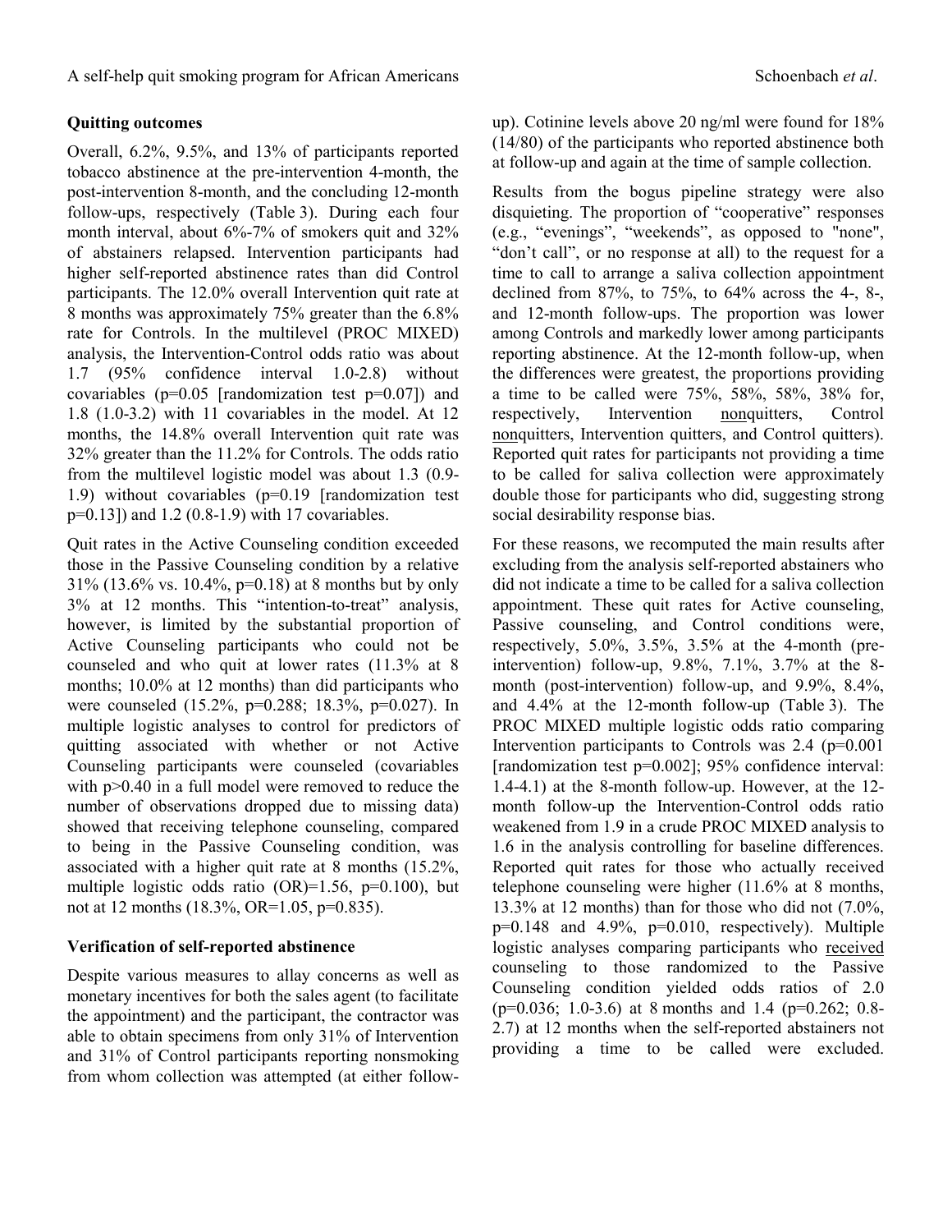### Quitting outcomes

Overall, 6.2%, 9.5%, and 13% of participants reported tobacco abstinence at the pre-intervention 4-month, the post-intervention 8-month, and the concluding 12-month follow-ups, respectively (Table 3). During each four month interval, about 6%-7% of smokers quit and 32% of abstainers relapsed. Intervention participants had higher self-reported abstinence rates than did Control participants. The 12.0% overall Intervention quit rate at 8 months was approximately 75% greater than the 6.8% rate for Controls. In the multilevel (PROC MIXED) analysis, the Intervention-Control odds ratio was about 1.7 (95% confidence interval 1.0-2.8) without covariables (p=0.05 [randomization test p=0.07]) and 1.8 (1.0-3.2) with 11 covariables in the model. At 12 months, the 14.8% overall Intervention quit rate was 32% greater than the 11.2% for Controls. The odds ratio from the multilevel logistic model was about 1.3 (0.9-1.9) without covariables (p=0.19 [randomization test p=0.13]) and 1.2 (0.8-1.9) with 17 covariables.

Quit rates in the Active Counseling condition exceeded those in the Passive Counseling condition by a relative 31% (13.6% vs. 10.4%, p=0.18) at 8 months but by only 3% at 12 months. This "intention-to-treat" analysis, however, is limited by the substantial proportion of Active Counseling participants who could not be counseled and who quit at lower rates (11.3% at 8 months; 10.0% at 12 months) than did participants who were counseled (15.2%, p=0.288; 18.3%, p=0.027). In multiple logistic analyses to control for predictors of quitting associated with whether or not Active Counseling participants were counseled (covariables with p>0.40 in a full model were removed to reduce the number of observations dropped due to missing data) showed that receiving telephone counseling, compared to being in the Passive Counseling condition, was associated with a higher quit rate at 8 months (15.2%, multiple logistic odds ratio (OR)=1.56, p=0.100), but not at 12 months (18.3%, OR=1.05, p=0.835).

### Verification of self-reported abstinence

Despite various measures to allay concerns as well as monetary incentives for both the sales agent (to facilitate the appointment) and the participant, the contractor was able to obtain specimens from only 31% of Intervention and 31% of Control participants reporting nonsmoking from whom collection was attempted (at either follow-up). Cotinine levels above 20 ng/ml were found for 18% (14/80) of the participants who reported abstinence both at follow-up and again at the time of sample collection.

Results from the bogus pipeline strategy were also disquieting. The proportion of "cooperative" responses (e.g., "evenings", "weekends", as opposed to "none", "don't call", or no response at all) to the request for a time to call to arrange a saliva collection appointment declined from 87%, to 75%, to 64% across the 4-, 8-, and 12-month follow-ups. The proportion was lower among Controls and markedly lower among participants reporting abstinence. At the 12-month follow-up, when the differences were greatest, the proportions providing a time to be called were 75%, 58%, 58%, 38% for, respectively, Intervention nonquitters, Control nonquitters, Intervention quitters, and Control quitters). Reported quit rates for participants not providing a time to be called for saliva collection were approximately double those for participants who did, suggesting strong social desirability response bias.

For these reasons, we recomputed the main results after excluding from the analysis self-reported abstainers who did not indicate a time to be called for a saliva collection appointment. These quit rates for Active counseling, Passive counseling, and Control conditions were, respectively, 5.0%, 3.5%, 3.5% at the 4-month (pre-intervention) follow-up, 9.8%, 7.1%, 3.7% at the 8-month (post-intervention) follow-up, and 9.9%, 8.4%, and 4.4% at the 12-month follow-up (Table 3). The PROC MIXED multiple logistic odds ratio comparing Intervention participants to Controls was 2.4 (p=0.001 [randomization test p=0.002]; 95% confidence interval: 1.4-4.1) at the 8-month follow-up. However, at the 12-month follow-up the Intervention-Control odds ratio weakened from 1.9 in a crude PROC MIXED analysis to 1.6 in the analysis controlling for baseline differences. Reported quit rates for those who actually received telephone counseling were higher (11.6% at 8 months, 13.3% at 12 months) than for those who did not (7.0%, p=0.148 and 4.9%, p=0.010, respectively). Multiple logistic analyses comparing participants who received counseling to those randomized to the Passive Counseling condition yielded odds ratios of 2.0 (p=0.036; 1.0-3.6) at 8 months and 1.4 (p=0.262; 0.8-2.7) at 12 months when the self-reported abstainers not providing a time to be called were excluded.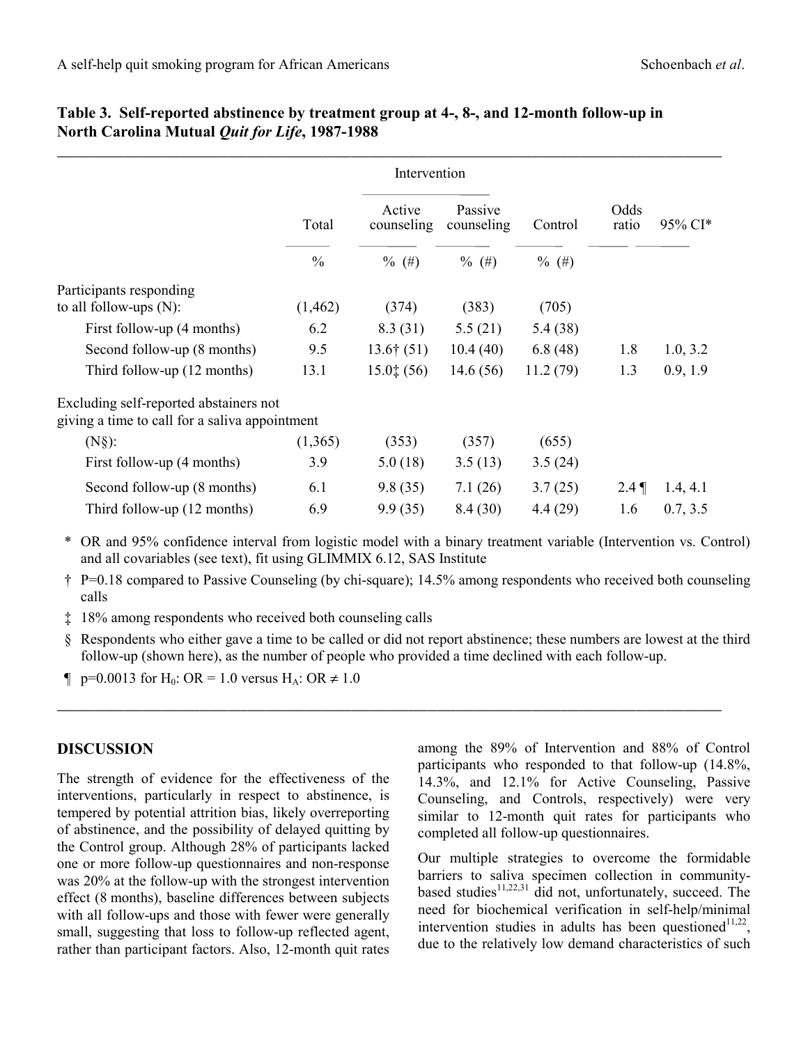**Table 3. Self-reported abstinence by treatment group at 4-, 8-, and 12-month follow-up in North Carolina Mutual *Quit for Life*, 1987-1988**

| | Total | Intervention | | Control | Odds ratio | 95% CI* |
|---|---|---|---|---|---|---|
| | | Active counseling | Passive counseling | | | |
| | % | % (#) | % (#) | % (#) | | |
| Participants responding to all follow-ups (N): | (1,462) | (374) | (383) | (705) | | |
| First follow-up (4 months) | 6.2 | 8.3 (31) | 5.5 (21) | 5.4 (38) | | |
| Second follow-up (8 months) | 9.5 | 13.6† (51) | 10.4 (40) | 6.8 (48) | 1.8 | 1.0, 3.2 |
| Third follow-up (12 months) | 13.1 | 15.0‡ (56) | 14.6 (56) | 11.2 (79) | 1.3 | 0.9, 1.9 |
| Excluding self-reported abstainers not giving a time to call for a saliva appointment (N§): | (1,365) | (353) | (357) | (655) | | |
| First follow-up (4 months) | 3.9 | 5.0 (18) | 3.5 (13) | 3.5 (24) | | |
| Second follow-up (8 months) | 6.1 | 9.8 (35) | 7.1 (26) | 3.7 (25) | 2.4 ¶ | 1.4, 4.1 |
| Third follow-up (12 months) | 6.9 | 9.9 (35) | 8.4 (30) | 4.4 (29) | 1.6 | 0.7, 3.5 |

\* OR and 95% confidence interval from logistic model with a binary treatment variable (Intervention vs. Control) and all covariables (see text), fit using GLIMMIX 6.12, SAS Institute

† P=0.18 compared to Passive Counseling (by chi-square); 14.5% among respondents who received both counseling calls

‡ 18% among respondents who received both counseling calls

§ Respondents who either gave a time to be called or did not report abstinence; these numbers are lowest at the third follow-up (shown here), as the number of people who provided a time declined with each follow-up.

¶ p=0.0013 for $H_0$: OR = 1.0 versus $H_A$: OR $\neq$ 1.0

## DISCUSSION

The strength of evidence for the effectiveness of the interventions, particularly in respect to abstinence, is tempered by potential attrition bias, likely overreporting of abstinence, and the possibility of delayed quitting by the Control group. Although 28% of participants lacked one or more follow-up questionnaires and non-response was 20% at the follow-up with the strongest intervention effect (8 months), baseline differences between subjects with all follow-ups and those with fewer were generally small, suggesting that loss to follow-up reflected agent, rather than participant factors. Also, 12-month quit rates among the 89% of Intervention and 88% of Control participants who responded to that follow-up (14.8%, 14.3%, and 12.1% for Active Counseling, Passive Counseling, and Controls, respectively) were very similar to 12-month quit rates for participants who completed all follow-up questionnaires.

Our multiple strategies to overcome the formidable barriers to saliva specimen collection in community-based studies[11,22,31] did not, unfortunately, succeed. The need for biochemical verification in self-help/minimal intervention studies in adults has been questioned[11,22], due to the relatively low demand characteristics of such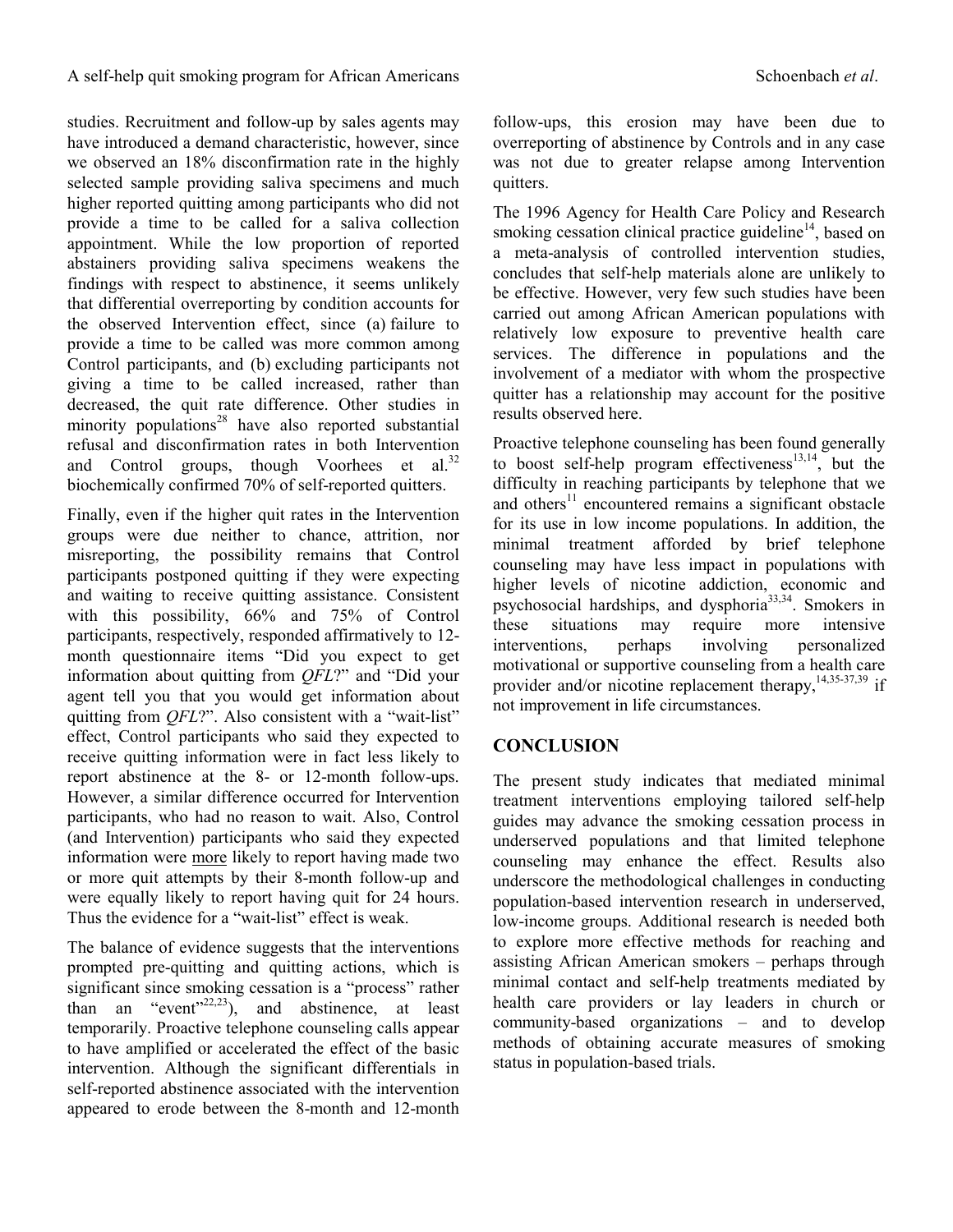studies. Recruitment and follow-up by sales agents may have introduced a demand characteristic, however, since we observed an 18% disconfirmation rate in the highly selected sample providing saliva specimens and much higher reported quitting among participants who did not provide a time to be called for a saliva collection appointment. While the low proportion of reported abstainers providing saliva specimens weakens the findings with respect to abstinence, it seems unlikely that differential overreporting by condition accounts for the observed Intervention effect, since (a) failure to provide a time to be called was more common among Control participants, and (b) excluding participants not giving a time to be called increased, rather than decreased, the quit rate difference. Other studies in minority populations[28] have also reported substantial refusal and disconfirmation rates in both Intervention and Control groups, though Voorhees et al.[32] biochemically confirmed 70% of self-reported quitters.

Finally, even if the higher quit rates in the Intervention groups were due neither to chance, attrition, nor misreporting, the possibility remains that Control participants postponed quitting if they were expecting and waiting to receive quitting assistance. Consistent with this possibility, 66% and 75% of Control participants, respectively, responded affirmatively to 12-month questionnaire items "Did you expect to get information about quitting from *QFL*?" and "Did your agent tell you that you would get information about quitting from *QFL*?". Also consistent with a "wait-list" effect, Control participants who said they expected to receive quitting information were in fact less likely to report abstinence at the 8- or 12-month follow-ups. However, a similar difference occurred for Intervention participants, who had no reason to wait. Also, Control (and Intervention) participants who said they expected information were more likely to report having made two or more quit attempts by their 8-month follow-up and were equally likely to report having quit for 24 hours. Thus the evidence for a "wait-list" effect is weak.

The balance of evidence suggests that the interventions prompted pre-quitting and quitting actions, which is significant since smoking cessation is a "process" rather than an "event"[22,23]), and abstinence, at least temporarily. Proactive telephone counseling calls appear to have amplified or accelerated the effect of the basic intervention. Although the significant differentials in self-reported abstinence associated with the intervention appeared to erode between the 8-month and 12-month follow-ups, this erosion may have been due to overreporting of abstinence by Controls and in any case was not due to greater relapse among Intervention quitters.

The 1996 Agency for Health Care Policy and Research smoking cessation clinical practice guideline[14], based on a meta-analysis of controlled intervention studies, concludes that self-help materials alone are unlikely to be effective. However, very few such studies have been carried out among African American populations with relatively low exposure to preventive health care services. The difference in populations and the involvement of a mediator with whom the prospective quitter has a relationship may account for the positive results observed here.

Proactive telephone counseling has been found generally to boost self-help program effectiveness[13,14], but the difficulty in reaching participants by telephone that we and others[11] encountered remains a significant obstacle for its use in low income populations. In addition, the minimal treatment afforded by brief telephone counseling may have less impact in populations with higher levels of nicotine addiction, economic and psychosocial hardships, and dysphoria[33,34]. Smokers in these situations may require more intensive interventions, perhaps involving personalized motivational or supportive counseling from a health care provider and/or nicotine replacement therapy,[14,35-37,39] if not improvement in life circumstances.

## CONCLUSION

The present study indicates that mediated minimal treatment interventions employing tailored self-help guides may advance the smoking cessation process in underserved populations and that limited telephone counseling may enhance the effect. Results also underscore the methodological challenges in conducting population-based intervention research in underserved, low-income groups. Additional research is needed both to explore more effective methods for reaching and assisting African American smokers – perhaps through minimal contact and self-help treatments mediated by health care providers or lay leaders in church or community-based organizations – and to develop methods of obtaining accurate measures of smoking status in population-based trials.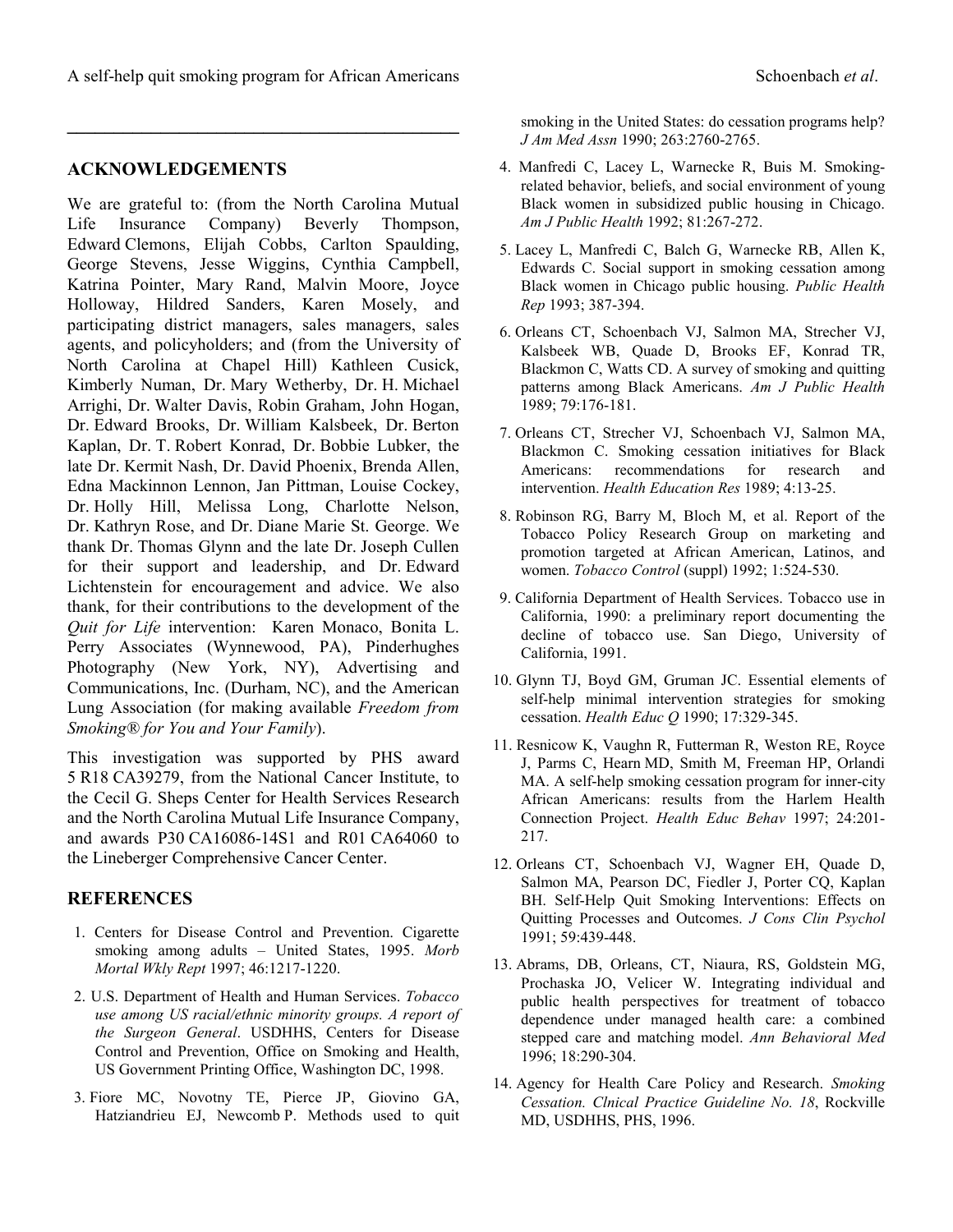## ACKNOWLEDGEMENTS

We are grateful to: (from the North Carolina Mutual Life Insurance Company) Beverly Thompson, Edward Clemons, Elijah Cobbs, Carlton Spaulding, George Stevens, Jesse Wiggins, Cynthia Campbell, Katrina Pointer, Mary Rand, Malvin Moore, Joyce Holloway, Hildred Sanders, Karen Mosely, and participating district managers, sales managers, sales agents, and policyholders; and (from the University of North Carolina at Chapel Hill) Kathleen Cusick, Kimberly Numan, Dr. Mary Wetherby, Dr. H. Michael Arrighi, Dr. Walter Davis, Robin Graham, John Hogan, Dr. Edward Brooks, Dr. William Kalsbeek, Dr. Berton Kaplan, Dr. T. Robert Konrad, Dr. Bobbie Lubker, the late Dr. Kermit Nash, Dr. David Phoenix, Brenda Allen, Edna Mackinnon Lennon, Jan Pittman, Louise Cockey, Dr. Holly Hill, Melissa Long, Charlotte Nelson, Dr. Kathryn Rose, and Dr. Diane Marie St. George. We thank Dr. Thomas Glynn and the late Dr. Joseph Cullen for their support and leadership, and Dr. Edward Lichtenstein for encouragement and advice. We also thank, for their contributions to the development of the *Quit for Life* intervention: Karen Monaco, Bonita L. Perry Associates (Wynnewood, PA), Pinderhughes Photography (New York, NY), Advertising and Communications, Inc. (Durham, NC), and the American Lung Association (for making available *Freedom from Smoking® for You and Your Family*).

This investigation was supported by PHS award 5 R18 CA39279, from the National Cancer Institute, to the Cecil G. Sheps Center for Health Services Research and the North Carolina Mutual Life Insurance Company, and awards P30 CA16086-14S1 and R01 CA64060 to the Lineberger Comprehensive Cancer Center.

## REFERENCES

1. Centers for Disease Control and Prevention. Cigarette smoking among adults – United States, 1995. *Morb Mortal Wkly Rept* 1997; 46:1217-1220.
2. U.S. Department of Health and Human Services. *Tobacco use among US racial/ethnic minority groups. A report of the Surgeon General*. USDHHS, Centers for Disease Control and Prevention, Office on Smoking and Health, US Government Printing Office, Washington DC, 1998.
3. Fiore MC, Novotny TE, Pierce JP, Giovino GA, Hatziandrieu EJ, Newcomb P. Methods used to quit smoking in the United States: do cessation programs help? *J Am Med Assn* 1990; 263:2760-2765.
4. Manfredi C, Lacey L, Warnecke R, Buis M. Smoking-related behavior, beliefs, and social environment of young Black women in subsidized public housing in Chicago. *Am J Public Health* 1992; 81:267-272.
5. Lacey L, Manfredi C, Balch G, Warnecke RB, Allen K, Edwards C. Social support in smoking cessation among Black women in Chicago public housing. *Public Health Rep* 1993; 387-394.
6. Orleans CT, Schoenbach VJ, Salmon MA, Strecher VJ, Kalsbeek WB, Quade D, Brooks EF, Konrad TR, Blackmon C, Watts CD. A survey of smoking and quitting patterns among Black Americans. *Am J Public Health* 1989; 79:176-181.
7. Orleans CT, Strecher VJ, Schoenbach VJ, Salmon MA, Blackmon C. Smoking cessation initiatives for Black Americans: recommendations for research and intervention. *Health Education Res* 1989; 4:13-25.
8. Robinson RG, Barry M, Bloch M, et al. Report of the Tobacco Policy Research Group on marketing and promotion targeted at African American, Latinos, and women. *Tobacco Control* (suppl) 1992; 1:524-530.
9. California Department of Health Services. Tobacco use in California, 1990: a preliminary report documenting the decline of tobacco use. San Diego, University of California, 1991.
10. Glynn TJ, Boyd GM, Gruman JC. Essential elements of self-help minimal intervention strategies for smoking cessation. *Health Educ Q* 1990; 17:329-345.
11. Resnicow K, Vaughn R, Futterman R, Weston RE, Royce J, Parms C, Hearn MD, Smith M, Freeman HP, Orlandi MA. A self-help smoking cessation program for inner-city African Americans: results from the Harlem Health Connection Project. *Health Educ Behav* 1997; 24:201-217.
12. Orleans CT, Schoenbach VJ, Wagner EH, Quade D, Salmon MA, Pearson DC, Fiedler J, Porter CQ, Kaplan BH. Self-Help Quit Smoking Interventions: Effects on Quitting Processes and Outcomes. *J Cons Clin Psychol* 1991; 59:439-448.
13. Abrams, DB, Orleans, CT, Niaura, RS, Goldstein MG, Prochaska JO, Velicer W. Integrating individual and public health perspectives for treatment of tobacco dependence under managed health care: a combined stepped care and matching model. *Ann Behavioral Med* 1996; 18:290-304.
14. Agency for Health Care Policy and Research. *Smoking Cessation. Clnical Practice Guideline No. 18*, Rockville MD, USDHHS, PHS, 1996.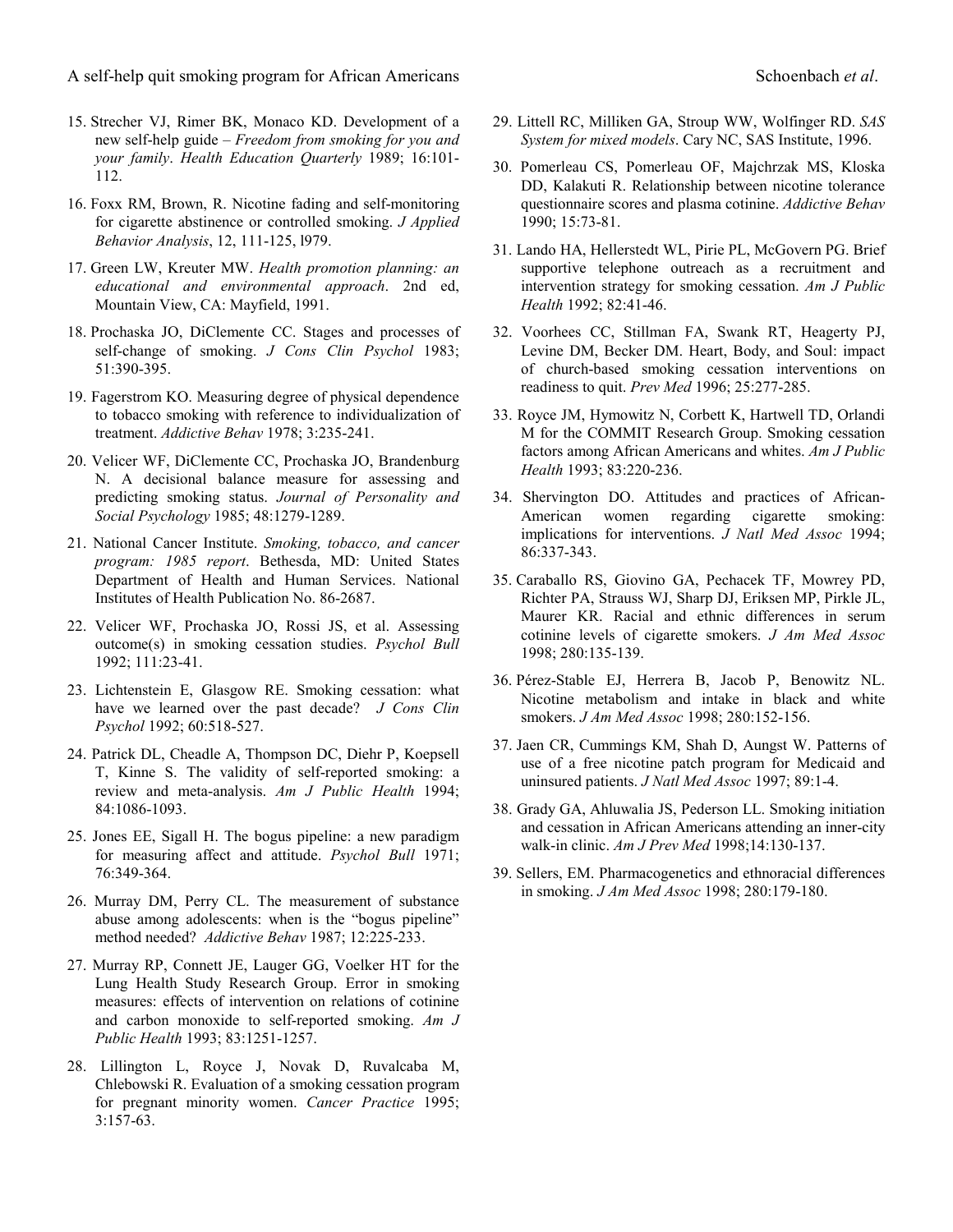15. Strecher VJ, Rimer BK, Monaco KD. Development of a new self-help guide – *Freedom from smoking for you and your family*. *Health Education Quarterly* 1989; 16:101-112.

16. Foxx RM, Brown, R. Nicotine fading and self-monitoring for cigarette abstinence or controlled smoking. *J Applied Behavior Analysis*, 12, 111-125, l979.

17. Green LW, Kreuter MW. *Health promotion planning: an educational and environmental approach*. 2nd ed, Mountain View, CA: Mayfield, 1991.

18. Prochaska JO, DiClemente CC. Stages and processes of self-change of smoking. *J Cons Clin Psychol* 1983; 51:390-395.

19. Fagerstrom KO. Measuring degree of physical dependence to tobacco smoking with reference to individualization of treatment. *Addictive Behav* 1978; 3:235-241.

20. Velicer WF, DiClemente CC, Prochaska JO, Brandenburg N. A decisional balance measure for assessing and predicting smoking status. *Journal of Personality and Social Psychology* 1985; 48:1279-1289.

21. National Cancer Institute. *Smoking, tobacco, and cancer program: 1985 report*. Bethesda, MD: United States Department of Health and Human Services. National Institutes of Health Publication No. 86-2687.

22. Velicer WF, Prochaska JO, Rossi JS, et al. Assessing outcome(s) in smoking cessation studies. *Psychol Bull* 1992; 111:23-41.

23. Lichtenstein E, Glasgow RE. Smoking cessation: what have we learned over the past decade? *J Cons Clin Psychol* 1992; 60:518-527.

24. Patrick DL, Cheadle A, Thompson DC, Diehr P, Koepsell T, Kinne S. The validity of self-reported smoking: a review and meta-analysis. *Am J Public Health* 1994; 84:1086-1093.

25. Jones EE, Sigall H. The bogus pipeline: a new paradigm for measuring affect and attitude. *Psychol Bull* 1971; 76:349-364.

26. Murray DM, Perry CL. The measurement of substance abuse among adolescents: when is the "bogus pipeline" method needed? *Addictive Behav* 1987; 12:225-233.

27. Murray RP, Connett JE, Lauger GG, Voelker HT for the Lung Health Study Research Group. Error in smoking measures: effects of intervention on relations of cotinine and carbon monoxide to self-reported smoking. *Am J Public Health* 1993; 83:1251-1257.

28. Lillington L, Royce J, Novak D, Ruvalcaba M, Chlebowski R. Evaluation of a smoking cessation program for pregnant minority women. *Cancer Practice* 1995; 3:157-63.

29. Littell RC, Milliken GA, Stroup WW, Wolfinger RD. *SAS System for mixed models*. Cary NC, SAS Institute, 1996.

30. Pomerleau CS, Pomerleau OF, Majchrzak MS, Kloska DD, Kalakuti R. Relationship between nicotine tolerance questionnaire scores and plasma cotinine. *Addictive Behav* 1990; 15:73-81.

31. Lando HA, Hellerstedt WL, Pirie PL, McGovern PG. Brief supportive telephone outreach as a recruitment and intervention strategy for smoking cessation. *Am J Public Health* 1992; 82:41-46.

32. Voorhees CC, Stillman FA, Swank RT, Heagerty PJ, Levine DM, Becker DM. Heart, Body, and Soul: impact of church-based smoking cessation interventions on readiness to quit. *Prev Med* 1996; 25:277-285.

33. Royce JM, Hymowitz N, Corbett K, Hartwell TD, Orlandi M for the COMMIT Research Group. Smoking cessation factors among African Americans and whites. *Am J Public Health* 1993; 83:220-236.

34. Shervington DO. Attitudes and practices of African-American women regarding cigarette smoking: implications for interventions. *J Natl Med Assoc* 1994; 86:337-343.

35. Caraballo RS, Giovino GA, Pechacek TF, Mowrey PD, Richter PA, Strauss WJ, Sharp DJ, Eriksen MP, Pirkle JL, Maurer KR. Racial and ethnic differences in serum cotinine levels of cigarette smokers. *J Am Med Assoc* 1998; 280:135-139.

36. Pérez-Stable EJ, Herrera B, Jacob P, Benowitz NL. Nicotine metabolism and intake in black and white smokers. *J Am Med Assoc* 1998; 280:152-156.

37. Jaen CR, Cummings KM, Shah D, Aungst W. Patterns of use of a free nicotine patch program for Medicaid and uninsured patients. *J Natl Med Assoc* 1997; 89:1-4.

38. Grady GA, Ahluwalia JS, Pederson LL. Smoking initiation and cessation in African Americans attending an inner-city walk-in clinic. *Am J Prev Med* 1998;14:130-137.

39. Sellers, EM. Pharmacogenetics and ethnoracial differences in smoking. *J Am Med Assoc* 1998; 280:179-180.